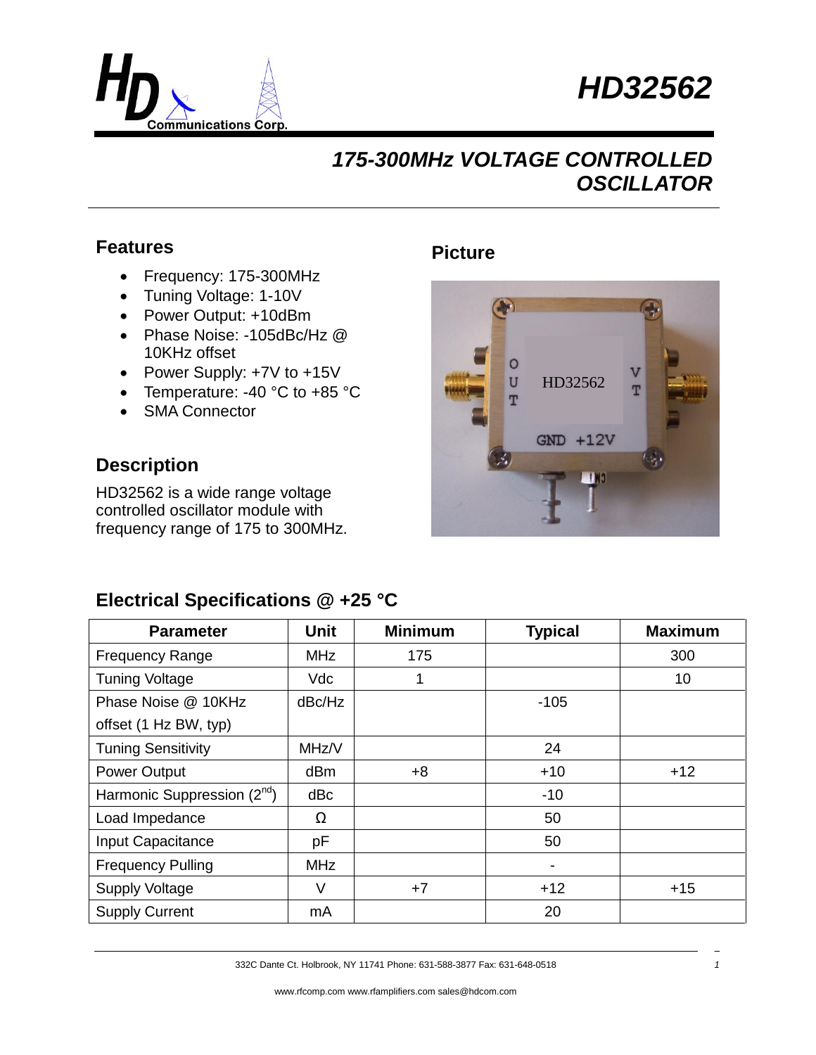# HD32562

## 175-300MHz VOLTAGE CONTROLLED OSCILLATOR

### Features

- Frequency: 175-300MHz
- Tuning Voltage: 1-10V
- Power Output: +10dBm
- Phase Noise: -105dBc/Hz @ 10KHz offset
- Power Supply: +7V to +15V
- Temperature: -40 °C to +85 °C
- SMA Connector

### Picture

### Description

HD32562 is a wide range voltage controlled oscillator module with frequency range of 175 to 300MHz.

### Electrical Specifications @ +25 °C

| Parameter | Unit | Minimum | Typical | Maximum |
|---|---|---|---|---|
| Frequency Range | MHz | 175 | | 300 |
| Tuning Voltage | Vdc | 1 | | 10 |
| Phase Noise @ 10KHz offset (1 Hz BW, typ) | dBc/Hz | | -105 | |
| Tuning Sensitivity | MHz/V | | 24 | |
| Power Output | dBm | +8 | +10 | +12 |
| Harmonic Suppression (2nd) | dBc | | -10 | |
| Load Impedance | Ω | | 50 | |
| Input Capacitance | pF | | 50 | |
| Frequency Pulling | MHz | | - | |
| Supply Voltage | V | +7 | +12 | +15 |
| Supply Current | mA | | 20 | |

332C Dante Ct. Holbrook, NY 11741 Phone: 631-588-3877 Fax: 631-648-0518

www.rfcomp.com www.rfamplifiers.com sales@hdcom.com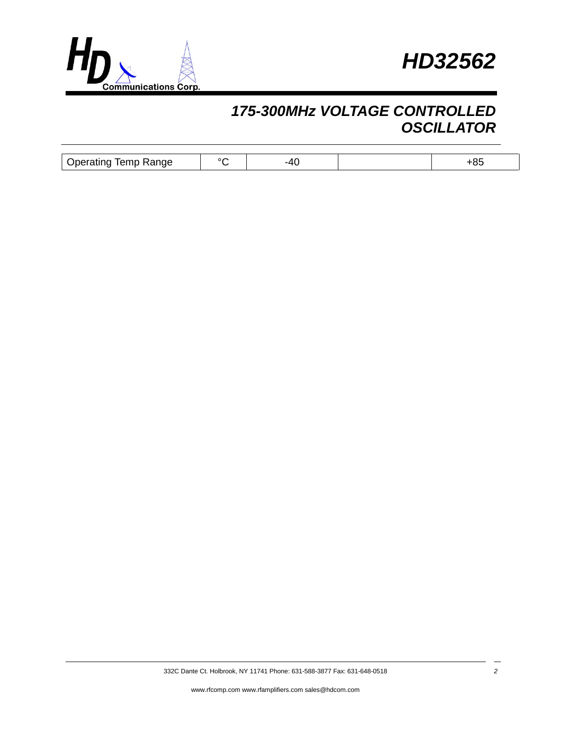| Operating Temp Range | °C | -40 | | +85 |
|---|---|---|---|---|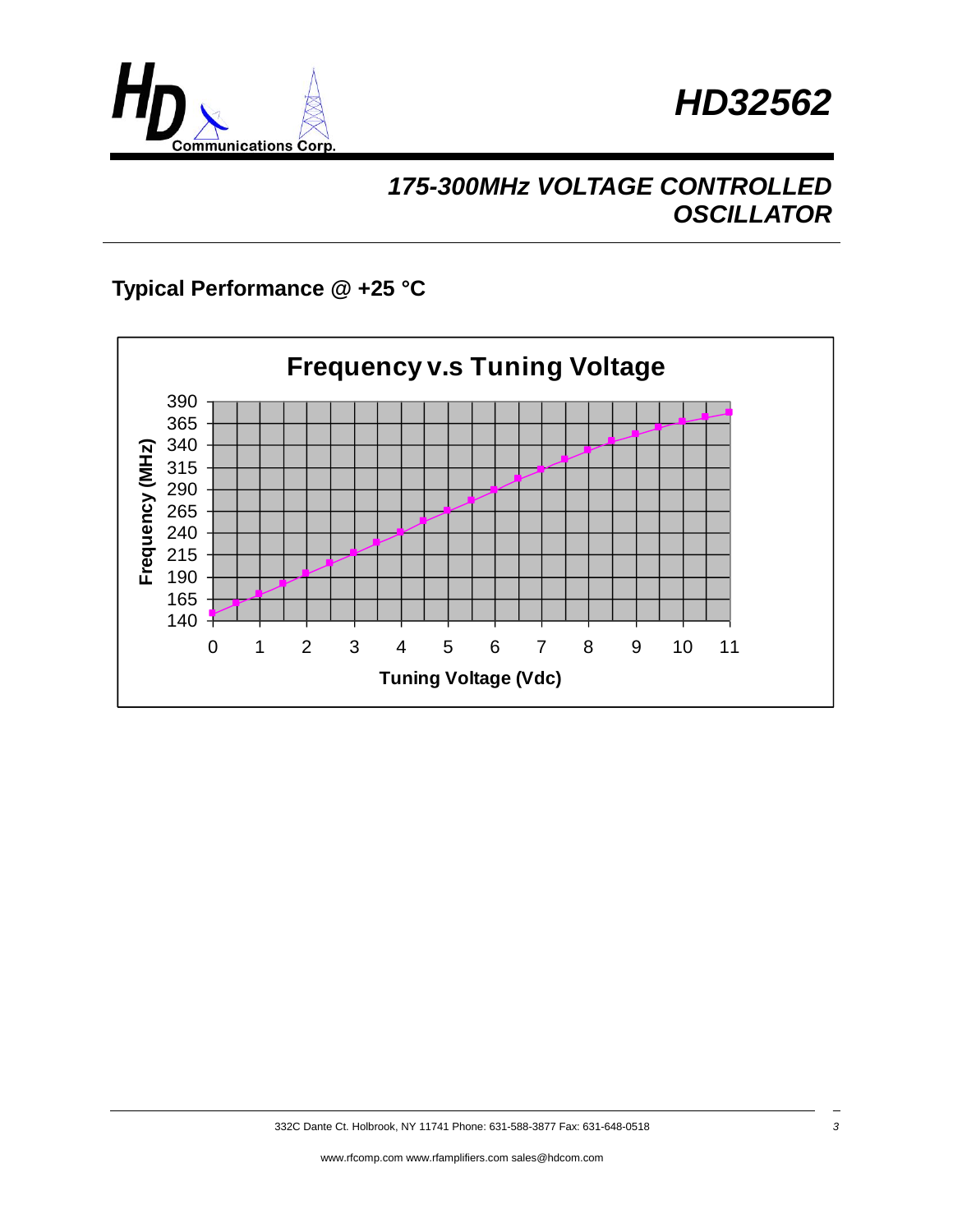# HD32562

## 175-300MHz VOLTAGE CONTROLLED OSCILLATOR

### Typical Performance @ +25 °C

**Frequency v.s Tuning Voltage**

Frequency (MHz): 140, 165, 190, 215, 240, 265, 290, 315, 340, 365, 390

Tuning Voltage (Vdc): 0, 1, 2, 3, 4, 5, 6, 7, 8, 9, 10, 11

332C Dante Ct. Holbrook, NY 11741 Phone: 631-588-3877 Fax: 631-648-0518

www.rfcomp.com www.rfamplifiers.com sales@hdcom.com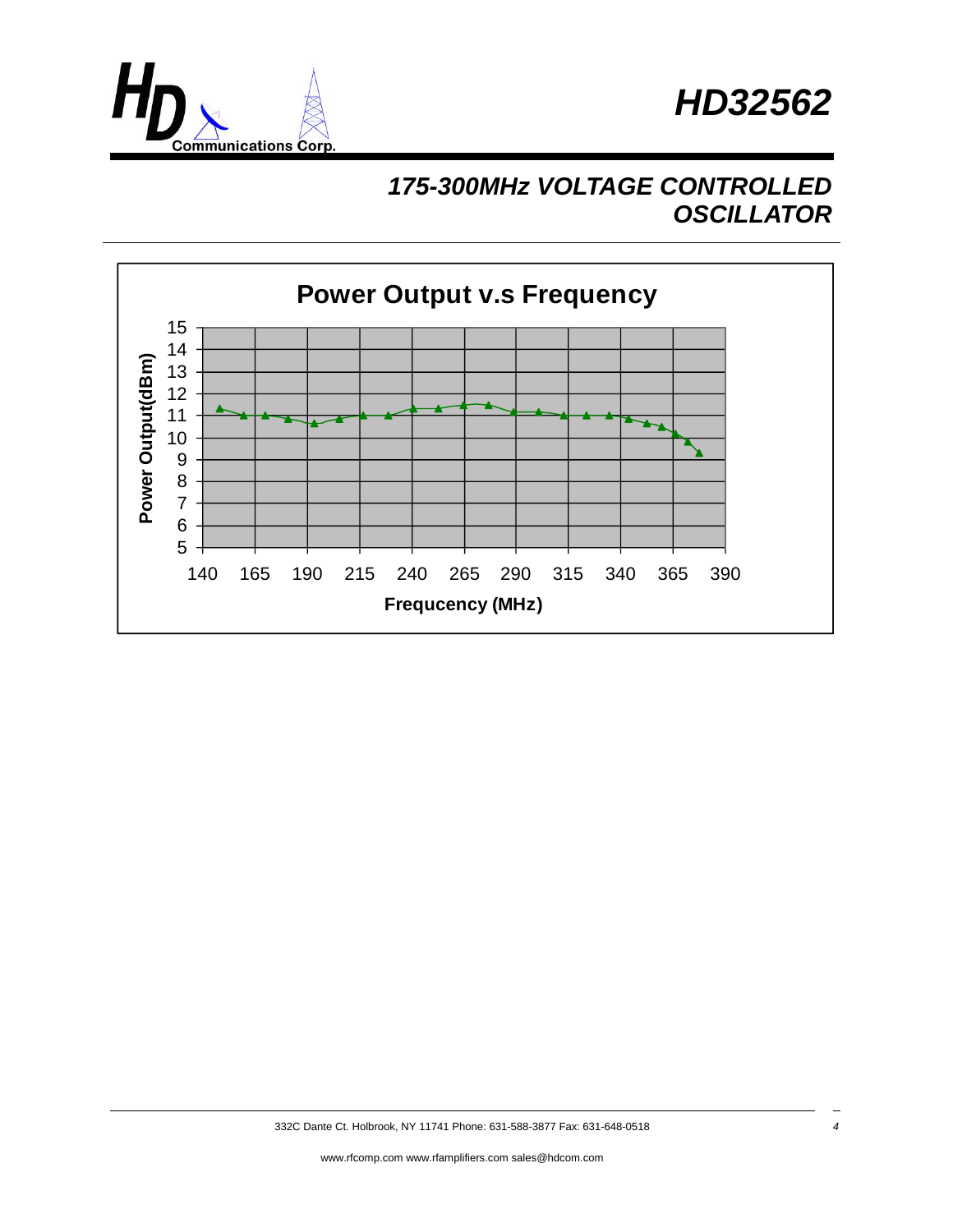# HD32562

## 175-300MHz VOLTAGE CONTROLLED OSCILLATOR

**Power Output v.s Frequency**

Power Output(dBm)

15
14
13
12
11
10
9
8
7
6
5

140 165 190 215 240 265 290 315 340 365 390

**Frequcency (MHz)**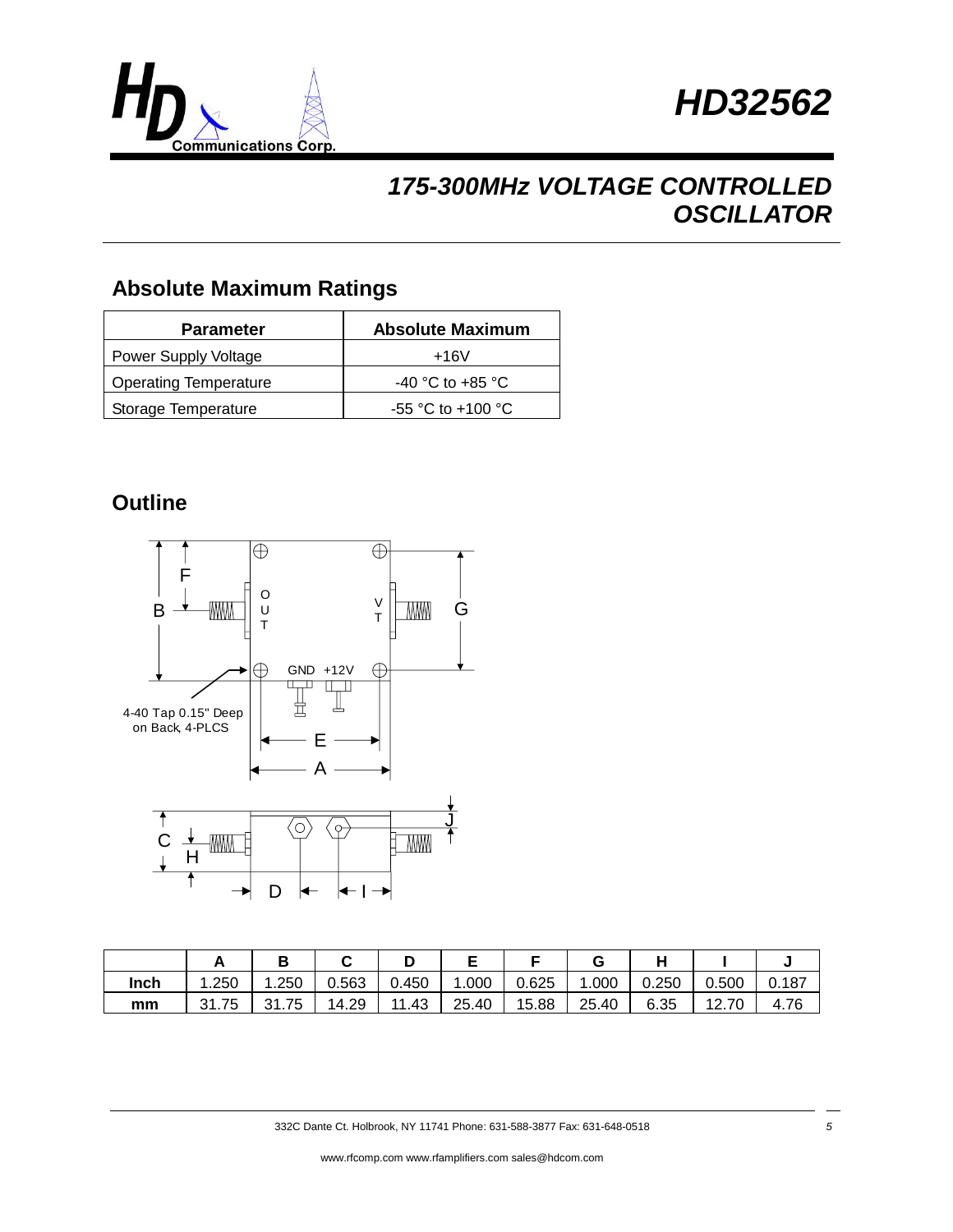# HD32562

## 175-300MHz VOLTAGE CONTROLLED OSCILLATOR

## Absolute Maximum Ratings

| Parameter | Absolute Maximum |
|---|---|
| Power Supply Voltage | +16V |
| Operating Temperature | -40 °C to +85 °C |
| Storage Temperature | -55 °C to +100 °C |

## Outline

F
B
OUT
VT
G
GND +12V
4-40 Tap 0.15" Deep on Back, 4-PLCS
E
A
C
H
D
I
J

| | A | B | C | D | E | F | G | H | I | J |
|---|---|---|---|---|---|---|---|---|---|---|
| Inch | 1.250 | 1.250 | 0.563 | 0.450 | 1.000 | 0.625 | 1.000 | 0.250 | 0.500 | 0.187 |
| mm | 31.75 | 31.75 | 14.29 | 11.43 | 25.40 | 15.88 | 25.40 | 6.35 | 12.70 | 4.76 |

332C Dante Ct. Holbrook, NY 11741 Phone: 631-588-3877 Fax: 631-648-0518

www.rfcomp.com www.rfamplifiers.com sales@hdcom.com